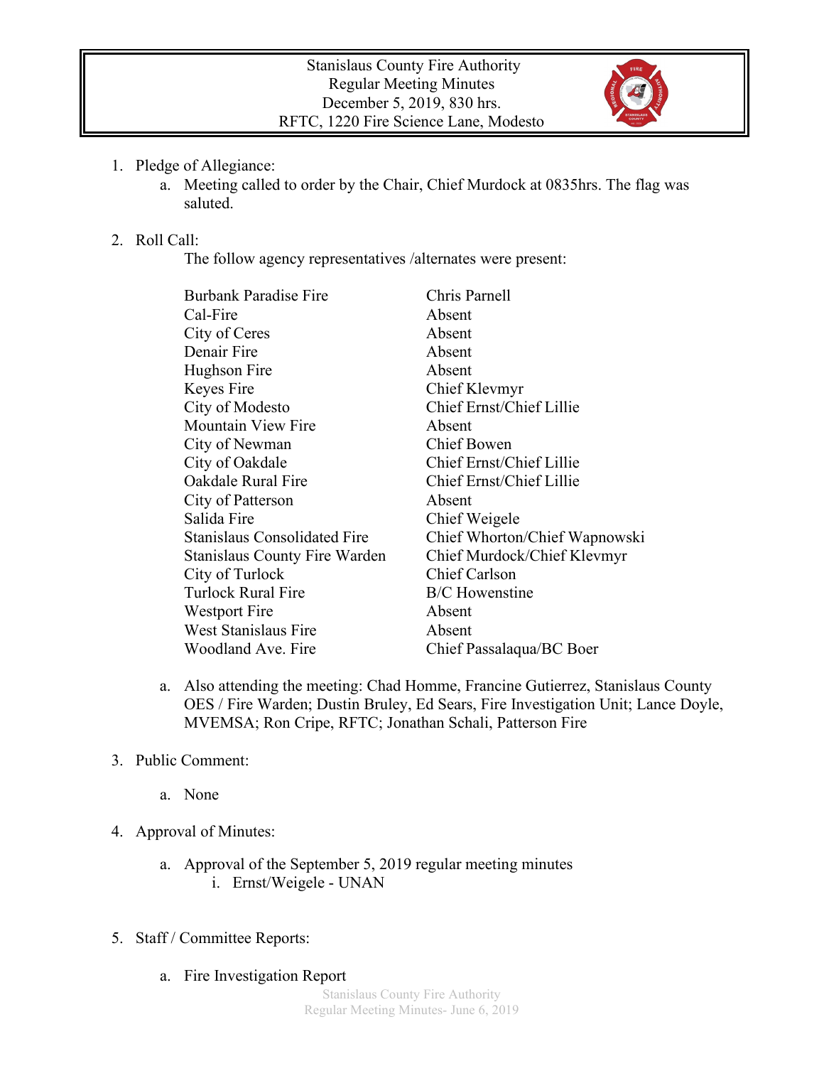Stanislaus County Fire Authority
Regular Meeting Minutes
December 5, 2019, 830 hrs.
RFTC, 1220 Fire Science Lane, Modesto

1. Pledge of Allegiance:
    a. Meeting called to order by the Chair, Chief Murdock at 0835hrs. The flag was saluted.

2. Roll Call:
    The follow agency representatives /alternates were present:

| | |
|---|---|
| Burbank Paradise Fire | Chris Parnell |
| Cal-Fire | Absent |
| City of Ceres | Absent |
| Denair Fire | Absent |
| Hughson Fire | Absent |
| Keyes Fire | Chief Klevmyr |
| City of Modesto | Chief Ernst/Chief Lillie |
| Mountain View Fire | Absent |
| City of Newman | Chief Bowen |
| City of Oakdale | Chief Ernst/Chief Lillie |
| Oakdale Rural Fire | Chief Ernst/Chief Lillie |
| City of Patterson | Absent |
| Salida Fire | Chief Weigele |
| Stanislaus Consolidated Fire | Chief Whorton/Chief Wapnowski |
| Stanislaus County Fire Warden | Chief Murdock/Chief Klevmyr |
| City of Turlock | Chief Carlson |
| Turlock Rural Fire | B/C Howenstine |
| Westport Fire | Absent |
| West Stanislaus Fire | Absent |
| Woodland Ave. Fire | Chief Passalaqua/BC Boer |

    a. Also attending the meeting: Chad Homme, Francine Gutierrez, Stanislaus County OES / Fire Warden; Dustin Bruley, Ed Sears, Fire Investigation Unit; Lance Doyle, MVEMSA; Ron Cripe, RFTC; Jonathan Schali, Patterson Fire

3. Public Comment:

    a. None

4. Approval of Minutes:

    a. Approval of the September 5, 2019 regular meeting minutes
        i. Ernst/Weigele - UNAN

5. Staff / Committee Reports:

    a. Fire Investigation Report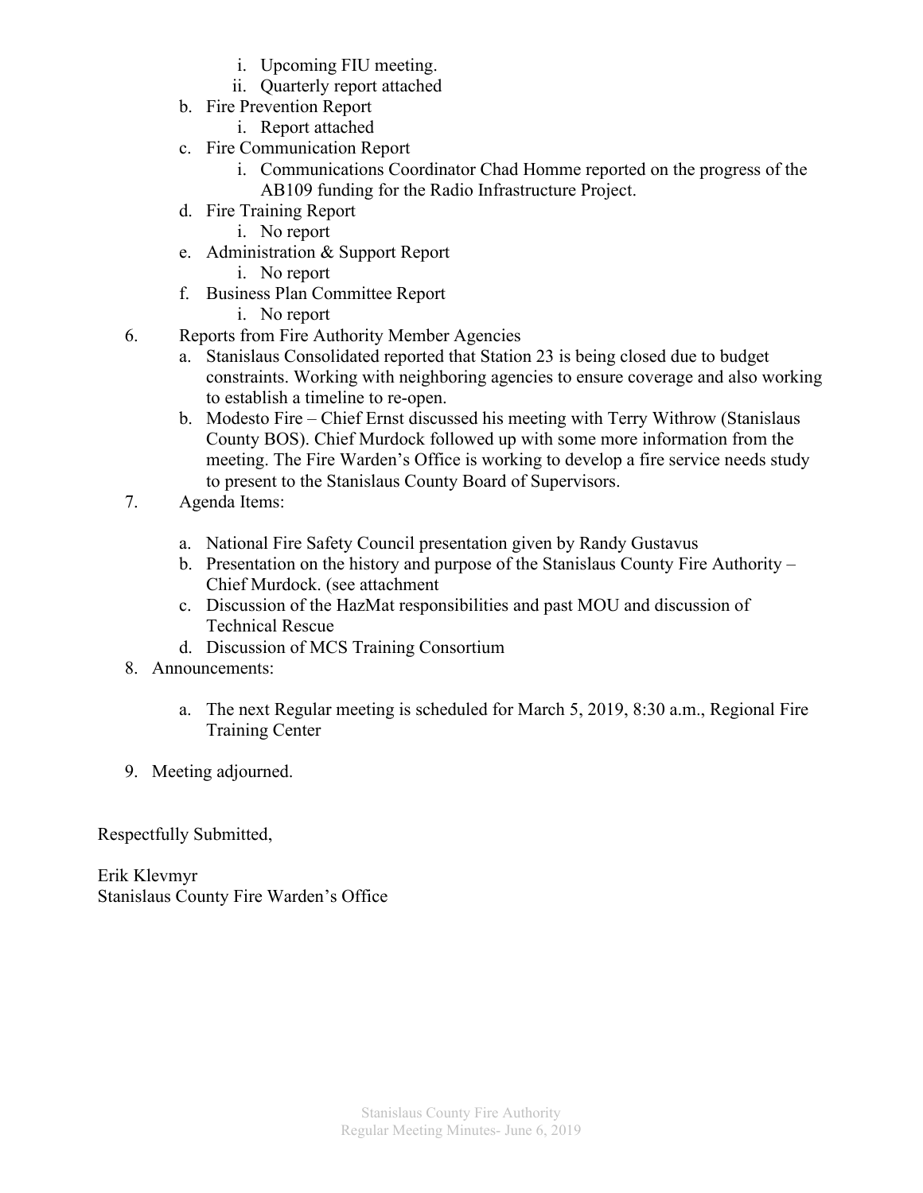- i. Upcoming FIU meeting.
   - ii. Quarterly report attached

   b. Fire Prevention Report
   - i. Report attached

   c. Fire Communication Report
   - i. Communications Coordinator Chad Homme reported on the progress of the AB109 funding for the Radio Infrastructure Project.

   d. Fire Training Report
   - i. No report

   e. Administration & Support Report
   - i. No report

   f. Business Plan Committee Report
   - i. No report

6. Reports from Fire Authority Member Agencies
   - a. Stanislaus Consolidated reported that Station 23 is being closed due to budget constraints. Working with neighboring agencies to ensure coverage and also working to establish a timeline to re-open.
   - b. Modesto Fire – Chief Ernst discussed his meeting with Terry Withrow (Stanislaus County BOS). Chief Murdock followed up with some more information from the meeting. The Fire Warden's Office is working to develop a fire service needs study to present to the Stanislaus County Board of Supervisors.

7. Agenda Items:
   - a. National Fire Safety Council presentation given by Randy Gustavus
   - b. Presentation on the history and purpose of the Stanislaus County Fire Authority – Chief Murdock. (see attachment
   - c. Discussion of the HazMat responsibilities and past MOU and discussion of Technical Rescue
   - d. Discussion of MCS Training Consortium

8. Announcements:
   - a. The next Regular meeting is scheduled for March 5, 2019, 8:30 a.m., Regional Fire Training Center

9. Meeting adjourned.

Respectfully Submitted,

Erik Klevmyr
Stanislaus County Fire Warden's Office